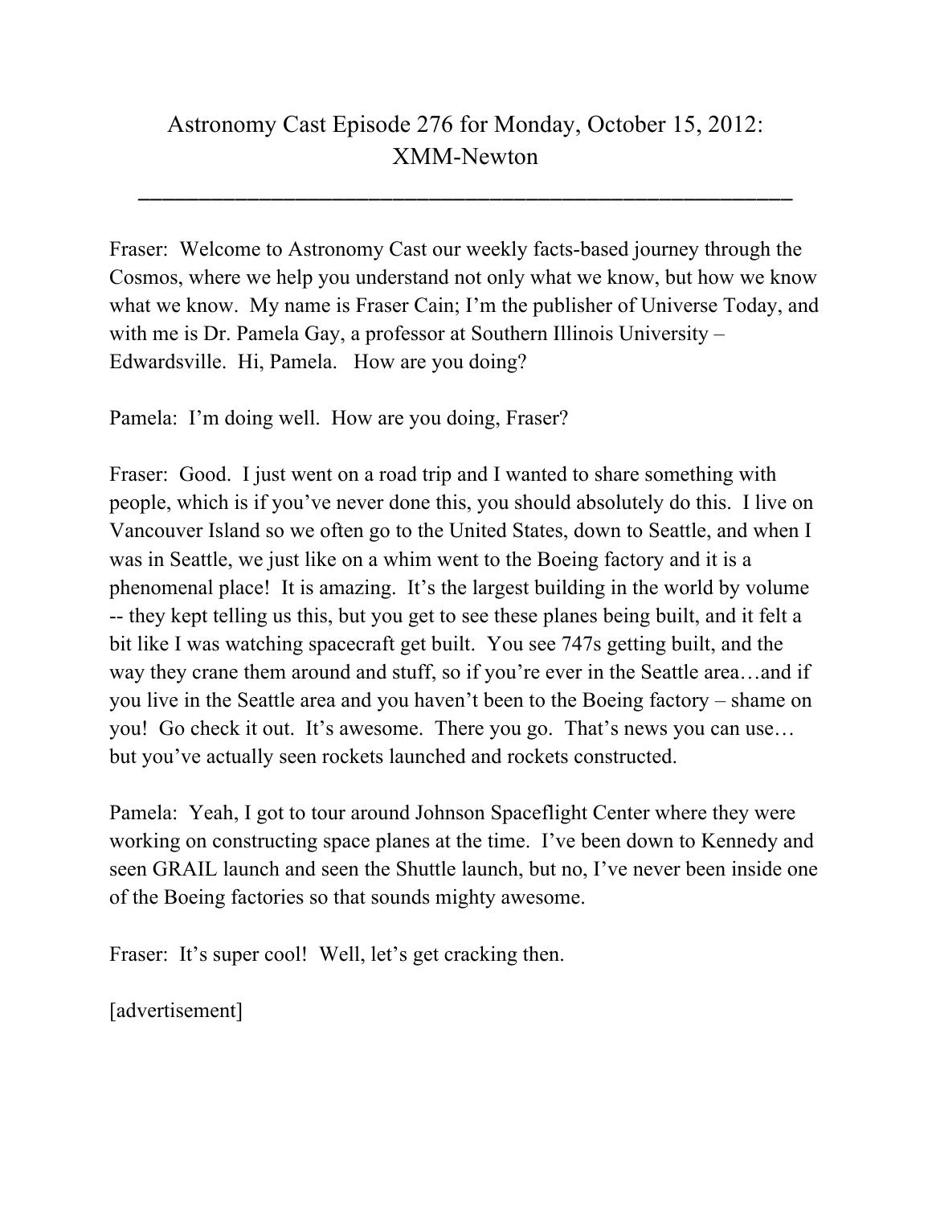# Astronomy Cast Episode 276 for Monday, October 15, 2012: XMM-Newton

---

Fraser: Welcome to Astronomy Cast our weekly facts-based journey through the Cosmos, where we help you understand not only what we know, but how we know what we know. My name is Fraser Cain; I'm the publisher of Universe Today, and with me is Dr. Pamela Gay, a professor at Southern Illinois University – Edwardsville. Hi, Pamela. How are you doing?

Pamela: I'm doing well. How are you doing, Fraser?

Fraser: Good. I just went on a road trip and I wanted to share something with people, which is if you've never done this, you should absolutely do this. I live on Vancouver Island so we often go to the United States, down to Seattle, and when I was in Seattle, we just like on a whim went to the Boeing factory and it is a phenomenal place! It is amazing. It's the largest building in the world by volume -- they kept telling us this, but you get to see these planes being built, and it felt a bit like I was watching spacecraft get built. You see 747s getting built, and the way they crane them around and stuff, so if you're ever in the Seattle area…and if you live in the Seattle area and you haven't been to the Boeing factory – shame on you! Go check it out. It's awesome. There you go. That's news you can use… but you've actually seen rockets launched and rockets constructed.

Pamela: Yeah, I got to tour around Johnson Spaceflight Center where they were working on constructing space planes at the time. I've been down to Kennedy and seen GRAIL launch and seen the Shuttle launch, but no, I've never been inside one of the Boeing factories so that sounds mighty awesome.

Fraser: It's super cool! Well, let's get cracking then.

[advertisement]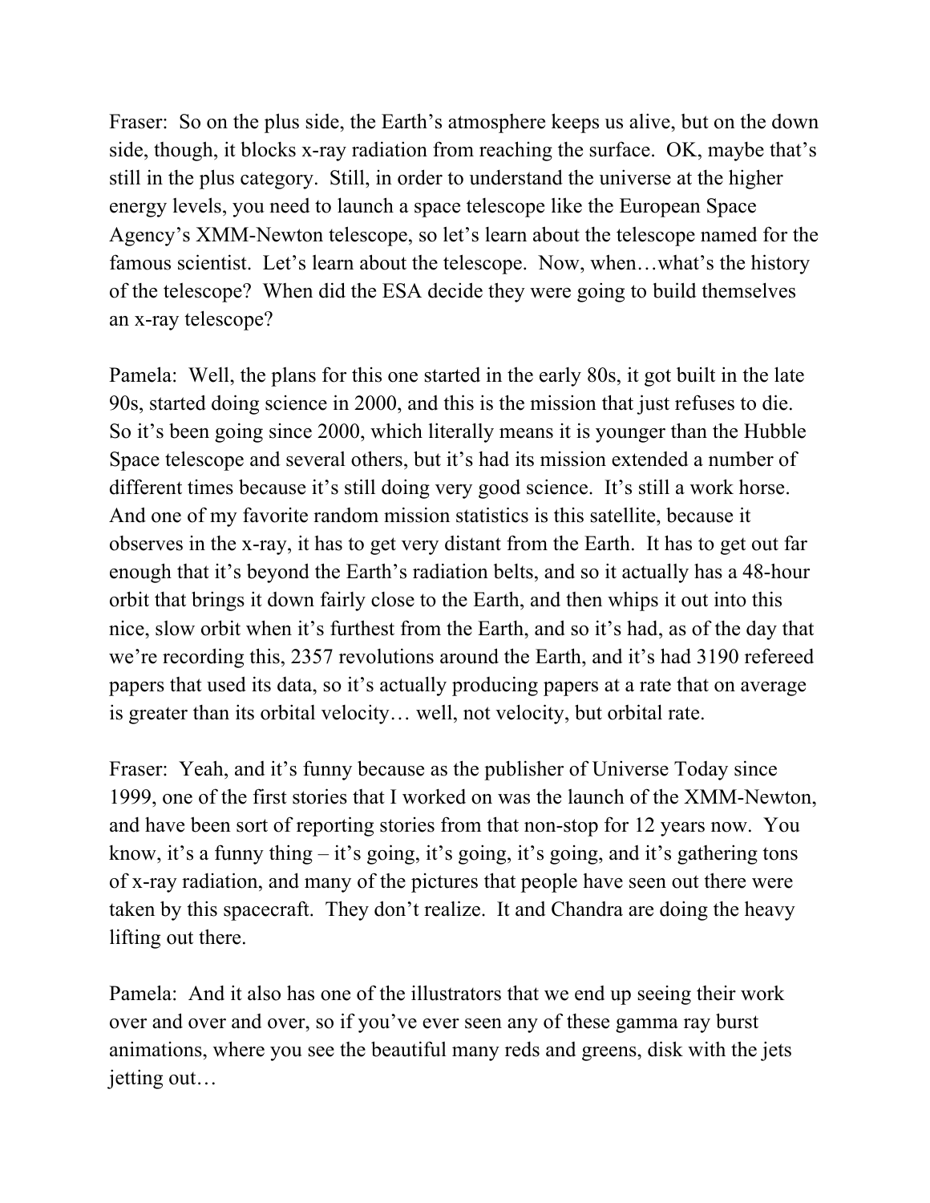Fraser: So on the plus side, the Earth's atmosphere keeps us alive, but on the down side, though, it blocks x-ray radiation from reaching the surface. OK, maybe that's still in the plus category. Still, in order to understand the universe at the higher energy levels, you need to launch a space telescope like the European Space Agency's XMM-Newton telescope, so let's learn about the telescope named for the famous scientist. Let's learn about the telescope. Now, when…what's the history of the telescope? When did the ESA decide they were going to build themselves an x-ray telescope?

Pamela: Well, the plans for this one started in the early 80s, it got built in the late 90s, started doing science in 2000, and this is the mission that just refuses to die. So it's been going since 2000, which literally means it is younger than the Hubble Space telescope and several others, but it's had its mission extended a number of different times because it's still doing very good science. It's still a work horse. And one of my favorite random mission statistics is this satellite, because it observes in the x-ray, it has to get very distant from the Earth. It has to get out far enough that it's beyond the Earth's radiation belts, and so it actually has a 48-hour orbit that brings it down fairly close to the Earth, and then whips it out into this nice, slow orbit when it's furthest from the Earth, and so it's had, as of the day that we're recording this, 2357 revolutions around the Earth, and it's had 3190 refereed papers that used its data, so it's actually producing papers at a rate that on average is greater than its orbital velocity… well, not velocity, but orbital rate.

Fraser: Yeah, and it's funny because as the publisher of Universe Today since 1999, one of the first stories that I worked on was the launch of the XMM-Newton, and have been sort of reporting stories from that non-stop for 12 years now. You know, it's a funny thing – it's going, it's going, it's going, and it's gathering tons of x-ray radiation, and many of the pictures that people have seen out there were taken by this spacecraft. They don't realize. It and Chandra are doing the heavy lifting out there.

Pamela: And it also has one of the illustrators that we end up seeing their work over and over and over, so if you've ever seen any of these gamma ray burst animations, where you see the beautiful many reds and greens, disk with the jets jetting out…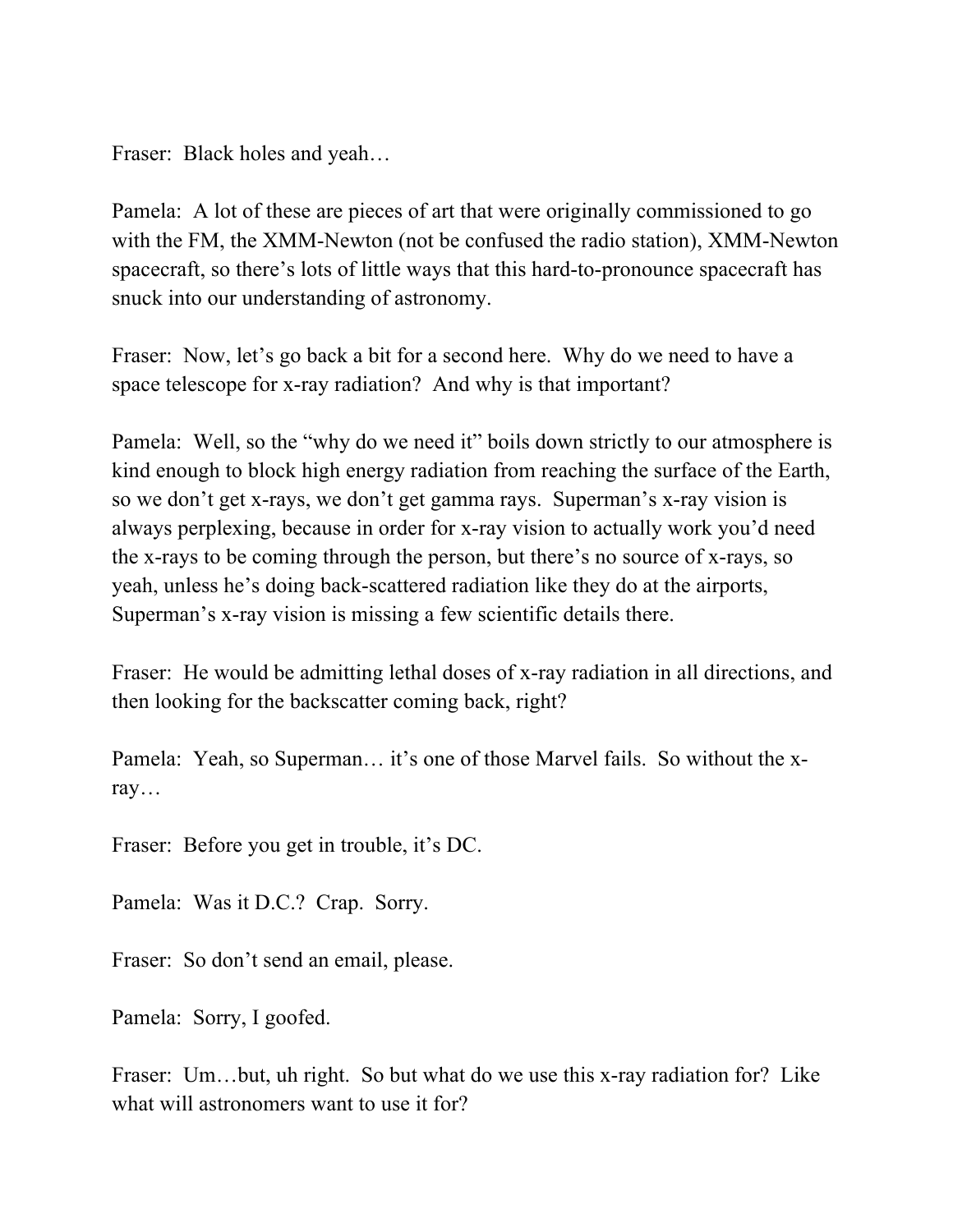Fraser: Black holes and yeah…

Pamela: A lot of these are pieces of art that were originally commissioned to go with the FM, the XMM-Newton (not be confused the radio station), XMM-Newton spacecraft, so there's lots of little ways that this hard-to-pronounce spacecraft has snuck into our understanding of astronomy.

Fraser: Now, let's go back a bit for a second here. Why do we need to have a space telescope for x-ray radiation? And why is that important?

Pamela: Well, so the "why do we need it" boils down strictly to our atmosphere is kind enough to block high energy radiation from reaching the surface of the Earth, so we don't get x-rays, we don't get gamma rays. Superman's x-ray vision is always perplexing, because in order for x-ray vision to actually work you'd need the x-rays to be coming through the person, but there's no source of x-rays, so yeah, unless he's doing back-scattered radiation like they do at the airports, Superman's x-ray vision is missing a few scientific details there.

Fraser: He would be admitting lethal doses of x-ray radiation in all directions, and then looking for the backscatter coming back, right?

Pamela: Yeah, so Superman… it's one of those Marvel fails. So without the x-ray…

Fraser: Before you get in trouble, it's DC.

Pamela: Was it D.C.? Crap. Sorry.

Fraser: So don't send an email, please.

Pamela: Sorry, I goofed.

Fraser: Um…but, uh right. So but what do we use this x-ray radiation for? Like what will astronomers want to use it for?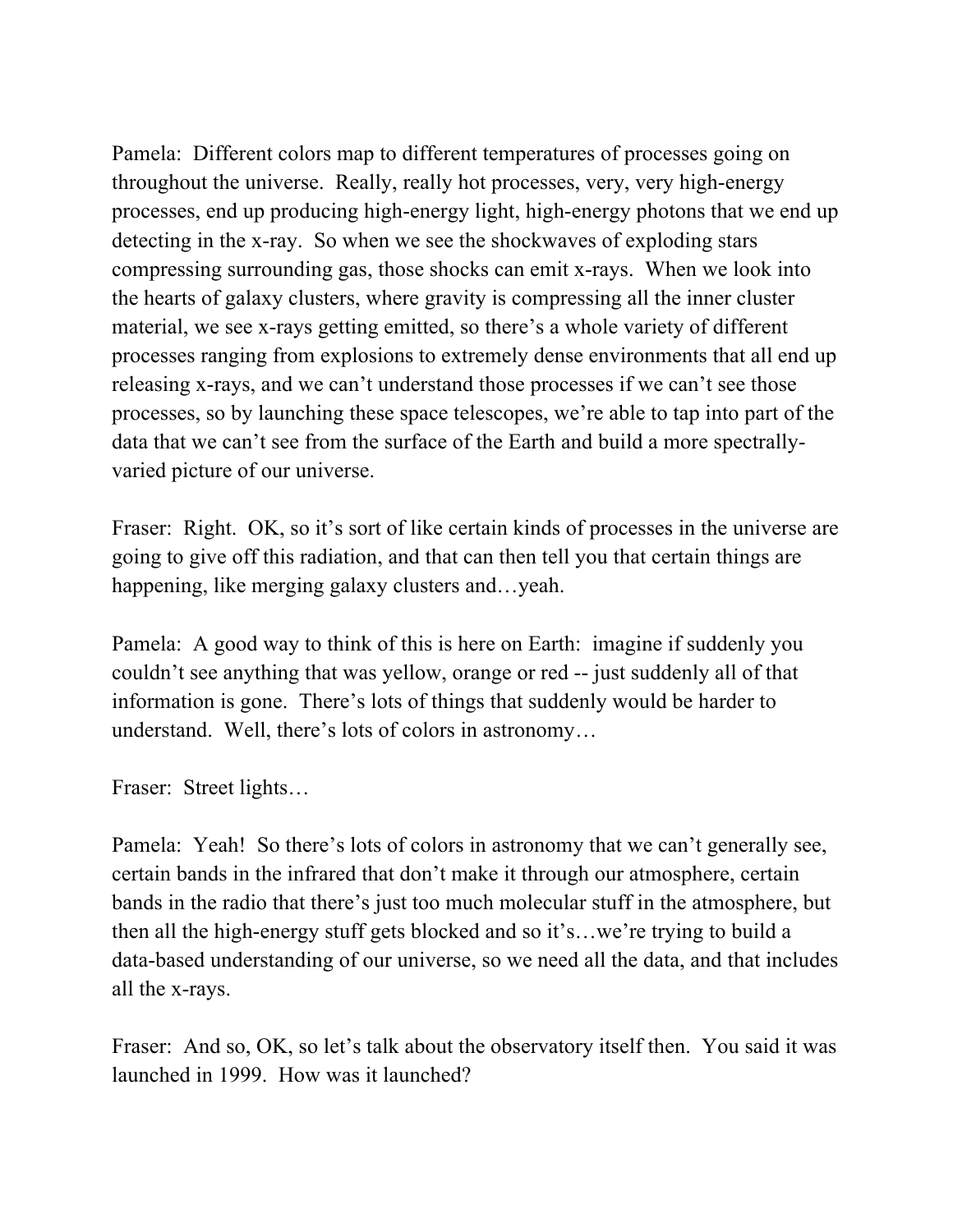Pamela: Different colors map to different temperatures of processes going on throughout the universe. Really, really hot processes, very, very high-energy processes, end up producing high-energy light, high-energy photons that we end up detecting in the x-ray. So when we see the shockwaves of exploding stars compressing surrounding gas, those shocks can emit x-rays. When we look into the hearts of galaxy clusters, where gravity is compressing all the inner cluster material, we see x-rays getting emitted, so there's a whole variety of different processes ranging from explosions to extremely dense environments that all end up releasing x-rays, and we can't understand those processes if we can't see those processes, so by launching these space telescopes, we're able to tap into part of the data that we can't see from the surface of the Earth and build a more spectrally-varied picture of our universe.

Fraser: Right. OK, so it's sort of like certain kinds of processes in the universe are going to give off this radiation, and that can then tell you that certain things are happening, like merging galaxy clusters and…yeah.

Pamela: A good way to think of this is here on Earth: imagine if suddenly you couldn't see anything that was yellow, orange or red -- just suddenly all of that information is gone. There's lots of things that suddenly would be harder to understand. Well, there's lots of colors in astronomy…

Fraser: Street lights…

Pamela: Yeah! So there's lots of colors in astronomy that we can't generally see, certain bands in the infrared that don't make it through our atmosphere, certain bands in the radio that there's just too much molecular stuff in the atmosphere, but then all the high-energy stuff gets blocked and so it's…we're trying to build a data-based understanding of our universe, so we need all the data, and that includes all the x-rays.

Fraser: And so, OK, so let's talk about the observatory itself then. You said it was launched in 1999. How was it launched?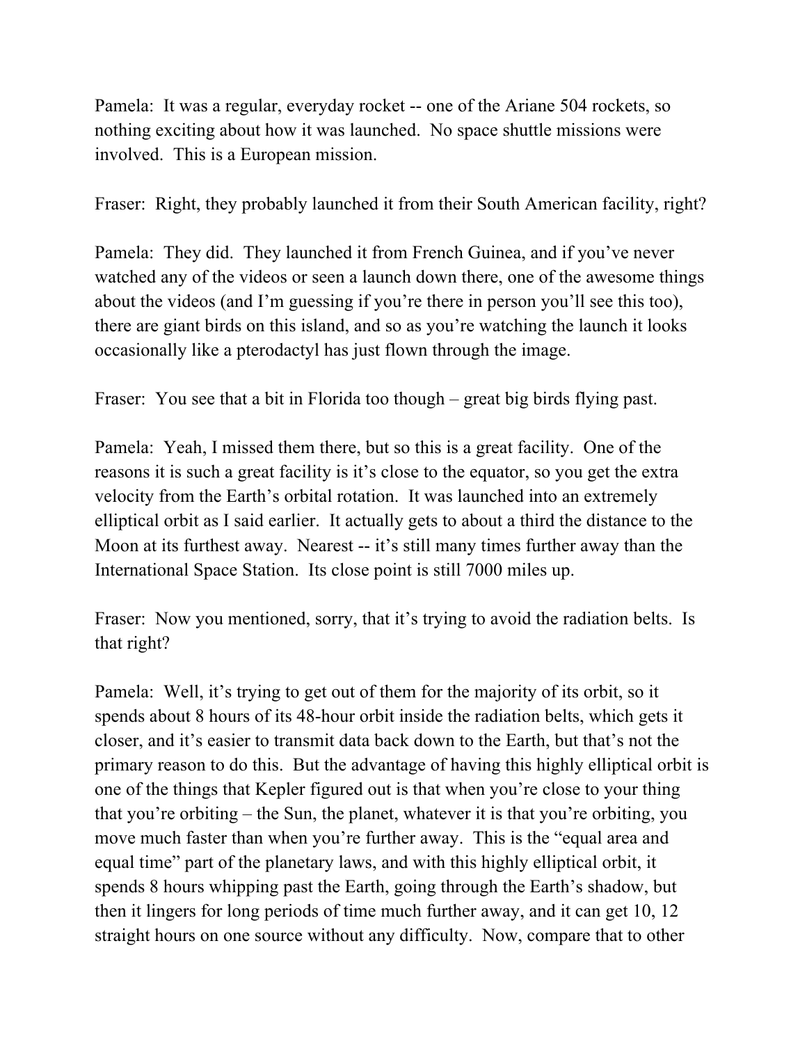Pamela: It was a regular, everyday rocket -- one of the Ariane 504 rockets, so nothing exciting about how it was launched. No space shuttle missions were involved. This is a European mission.

Fraser: Right, they probably launched it from their South American facility, right?

Pamela: They did. They launched it from French Guinea, and if you've never watched any of the videos or seen a launch down there, one of the awesome things about the videos (and I'm guessing if you're there in person you'll see this too), there are giant birds on this island, and so as you're watching the launch it looks occasionally like a pterodactyl has just flown through the image.

Fraser: You see that a bit in Florida too though – great big birds flying past.

Pamela: Yeah, I missed them there, but so this is a great facility. One of the reasons it is such a great facility is it's close to the equator, so you get the extra velocity from the Earth's orbital rotation. It was launched into an extremely elliptical orbit as I said earlier. It actually gets to about a third the distance to the Moon at its furthest away. Nearest -- it's still many times further away than the International Space Station. Its close point is still 7000 miles up.

Fraser: Now you mentioned, sorry, that it's trying to avoid the radiation belts. Is that right?

Pamela: Well, it's trying to get out of them for the majority of its orbit, so it spends about 8 hours of its 48-hour orbit inside the radiation belts, which gets it closer, and it's easier to transmit data back down to the Earth, but that's not the primary reason to do this. But the advantage of having this highly elliptical orbit is one of the things that Kepler figured out is that when you're close to your thing that you're orbiting – the Sun, the planet, whatever it is that you're orbiting, you move much faster than when you're further away. This is the "equal area and equal time" part of the planetary laws, and with this highly elliptical orbit, it spends 8 hours whipping past the Earth, going through the Earth's shadow, but then it lingers for long periods of time much further away, and it can get 10, 12 straight hours on one source without any difficulty. Now, compare that to other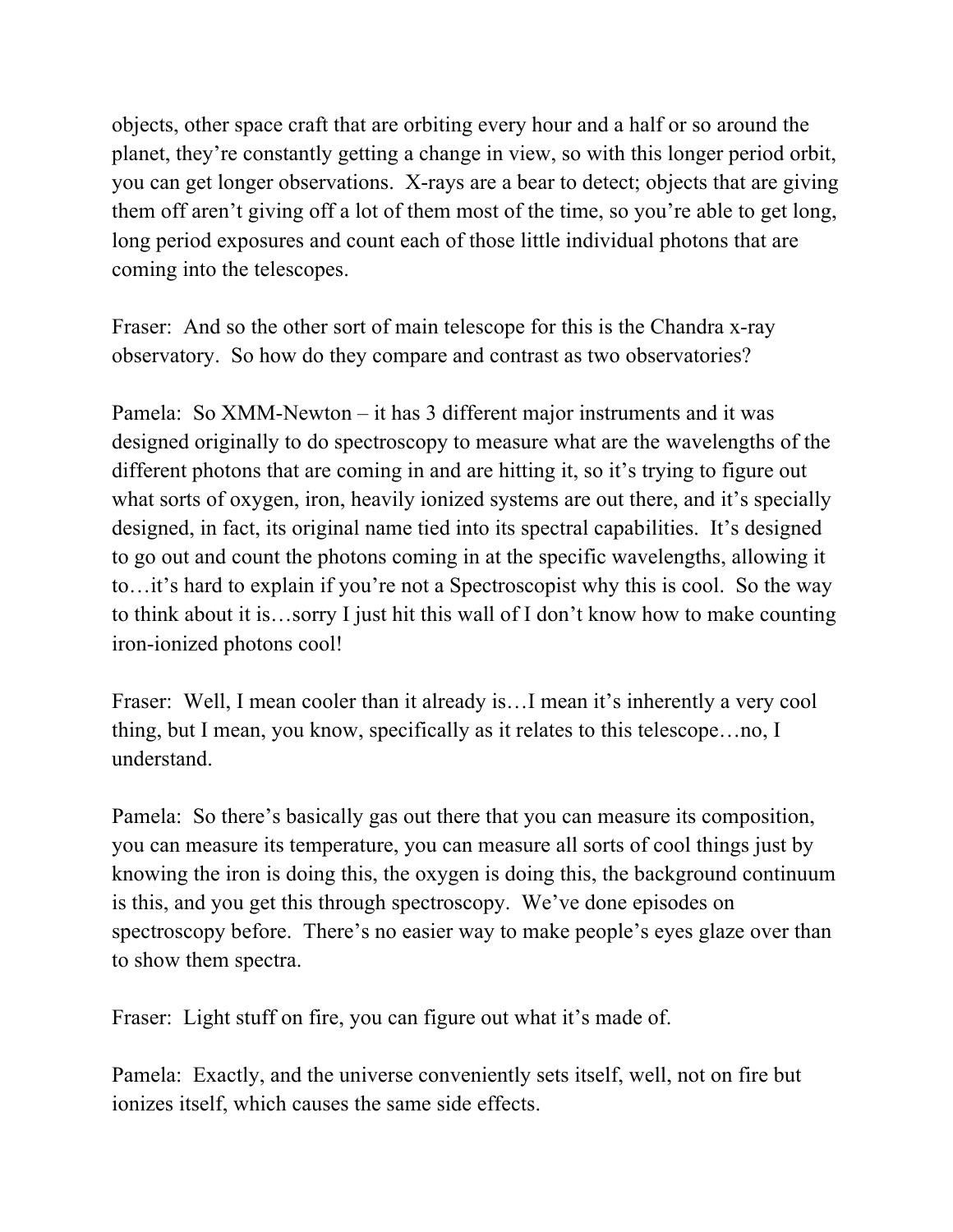objects, other space craft that are orbiting every hour and a half or so around the planet, they're constantly getting a change in view, so with this longer period orbit, you can get longer observations. X-rays are a bear to detect; objects that are giving them off aren't giving off a lot of them most of the time, so you're able to get long, long period exposures and count each of those little individual photons that are coming into the telescopes.

Fraser: And so the other sort of main telescope for this is the Chandra x-ray observatory. So how do they compare and contrast as two observatories?

Pamela: So XMM-Newton – it has 3 different major instruments and it was designed originally to do spectroscopy to measure what are the wavelengths of the different photons that are coming in and are hitting it, so it's trying to figure out what sorts of oxygen, iron, heavily ionized systems are out there, and it's specially designed, in fact, its original name tied into its spectral capabilities. It's designed to go out and count the photons coming in at the specific wavelengths, allowing it to…it's hard to explain if you're not a Spectroscopist why this is cool. So the way to think about it is…sorry I just hit this wall of I don't know how to make counting iron-ionized photons cool!

Fraser: Well, I mean cooler than it already is…I mean it's inherently a very cool thing, but I mean, you know, specifically as it relates to this telescope…no, I understand.

Pamela: So there's basically gas out there that you can measure its composition, you can measure its temperature, you can measure all sorts of cool things just by knowing the iron is doing this, the oxygen is doing this, the background continuum is this, and you get this through spectroscopy. We've done episodes on spectroscopy before. There's no easier way to make people's eyes glaze over than to show them spectra.

Fraser: Light stuff on fire, you can figure out what it's made of.

Pamela: Exactly, and the universe conveniently sets itself, well, not on fire but ionizes itself, which causes the same side effects.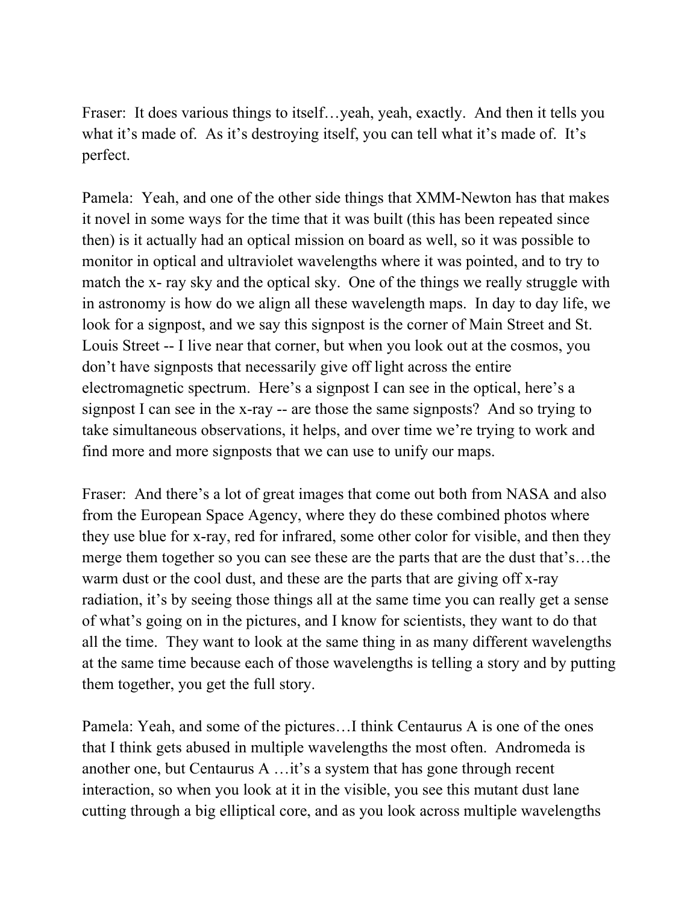Fraser: It does various things to itself…yeah, yeah, exactly. And then it tells you what it's made of. As it's destroying itself, you can tell what it's made of. It's perfect.

Pamela: Yeah, and one of the other side things that XMM-Newton has that makes it novel in some ways for the time that it was built (this has been repeated since then) is it actually had an optical mission on board as well, so it was possible to monitor in optical and ultraviolet wavelengths where it was pointed, and to try to match the x- ray sky and the optical sky. One of the things we really struggle with in astronomy is how do we align all these wavelength maps. In day to day life, we look for a signpost, and we say this signpost is the corner of Main Street and St. Louis Street -- I live near that corner, but when you look out at the cosmos, you don't have signposts that necessarily give off light across the entire electromagnetic spectrum. Here's a signpost I can see in the optical, here's a signpost I can see in the x-ray -- are those the same signposts? And so trying to take simultaneous observations, it helps, and over time we're trying to work and find more and more signposts that we can use to unify our maps.

Fraser: And there's a lot of great images that come out both from NASA and also from the European Space Agency, where they do these combined photos where they use blue for x-ray, red for infrared, some other color for visible, and then they merge them together so you can see these are the parts that are the dust that's…the warm dust or the cool dust, and these are the parts that are giving off x-ray radiation, it's by seeing those things all at the same time you can really get a sense of what's going on in the pictures, and I know for scientists, they want to do that all the time. They want to look at the same thing in as many different wavelengths at the same time because each of those wavelengths is telling a story and by putting them together, you get the full story.

Pamela: Yeah, and some of the pictures…I think Centaurus A is one of the ones that I think gets abused in multiple wavelengths the most often. Andromeda is another one, but Centaurus A …it's a system that has gone through recent interaction, so when you look at it in the visible, you see this mutant dust lane cutting through a big elliptical core, and as you look across multiple wavelengths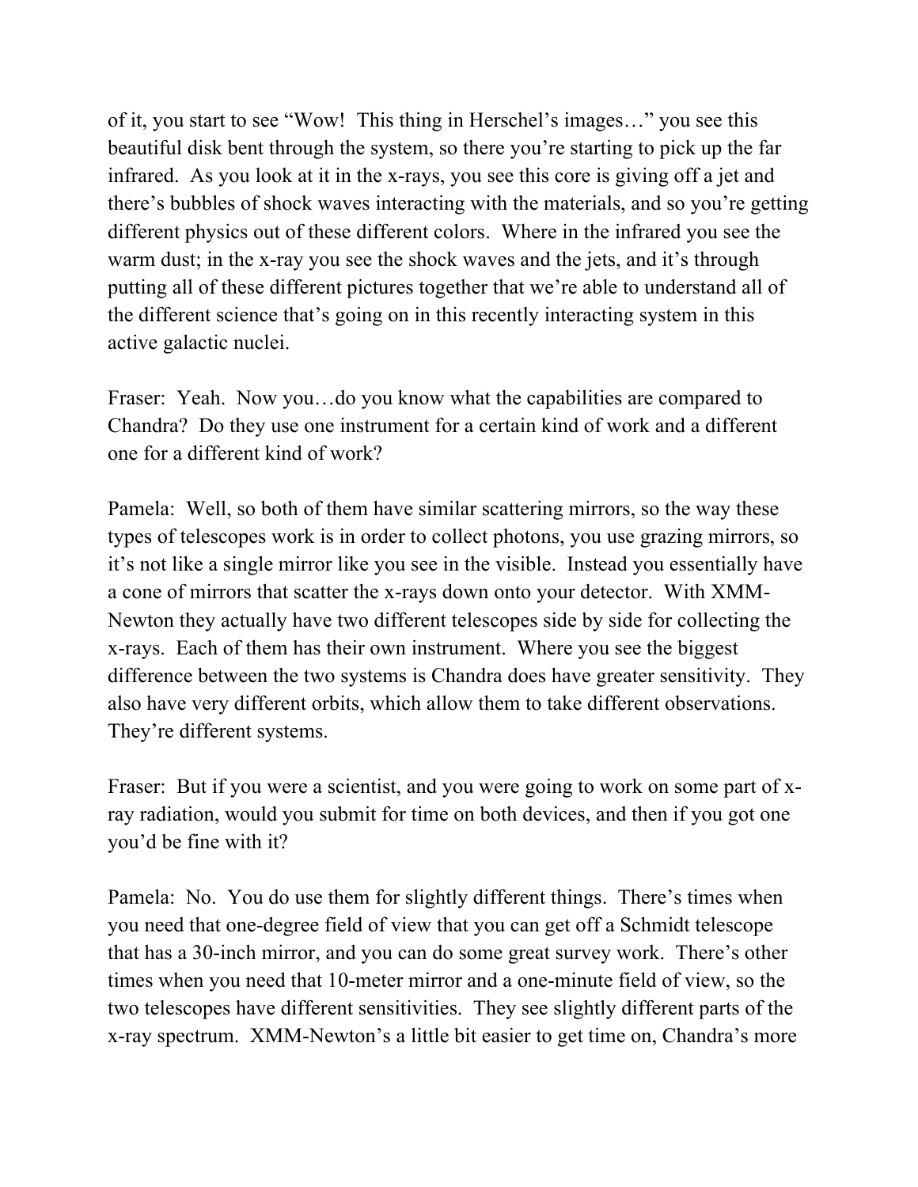of it, you start to see “Wow! This thing in Herschel’s images…” you see this beautiful disk bent through the system, so there you’re starting to pick up the far infrared. As you look at it in the x-rays, you see this core is giving off a jet and there’s bubbles of shock waves interacting with the materials, and so you’re getting different physics out of these different colors. Where in the infrared you see the warm dust; in the x-ray you see the shock waves and the jets, and it’s through putting all of these different pictures together that we’re able to understand all of the different science that’s going on in this recently interacting system in this active galactic nuclei.

Fraser: Yeah. Now you…do you know what the capabilities are compared to Chandra? Do they use one instrument for a certain kind of work and a different one for a different kind of work?

Pamela: Well, so both of them have similar scattering mirrors, so the way these types of telescopes work is in order to collect photons, you use grazing mirrors, so it’s not like a single mirror like you see in the visible. Instead you essentially have a cone of mirrors that scatter the x-rays down onto your detector. With XMM-Newton they actually have two different telescopes side by side for collecting the x-rays. Each of them has their own instrument. Where you see the biggest difference between the two systems is Chandra does have greater sensitivity. They also have very different orbits, which allow them to take different observations. They’re different systems.

Fraser: But if you were a scientist, and you were going to work on some part of x-ray radiation, would you submit for time on both devices, and then if you got one you’d be fine with it?

Pamela: No. You do use them for slightly different things. There’s times when you need that one-degree field of view that you can get off a Schmidt telescope that has a 30-inch mirror, and you can do some great survey work. There’s other times when you need that 10-meter mirror and a one-minute field of view, so the two telescopes have different sensitivities. They see slightly different parts of the x-ray spectrum. XMM-Newton’s a little bit easier to get time on, Chandra’s more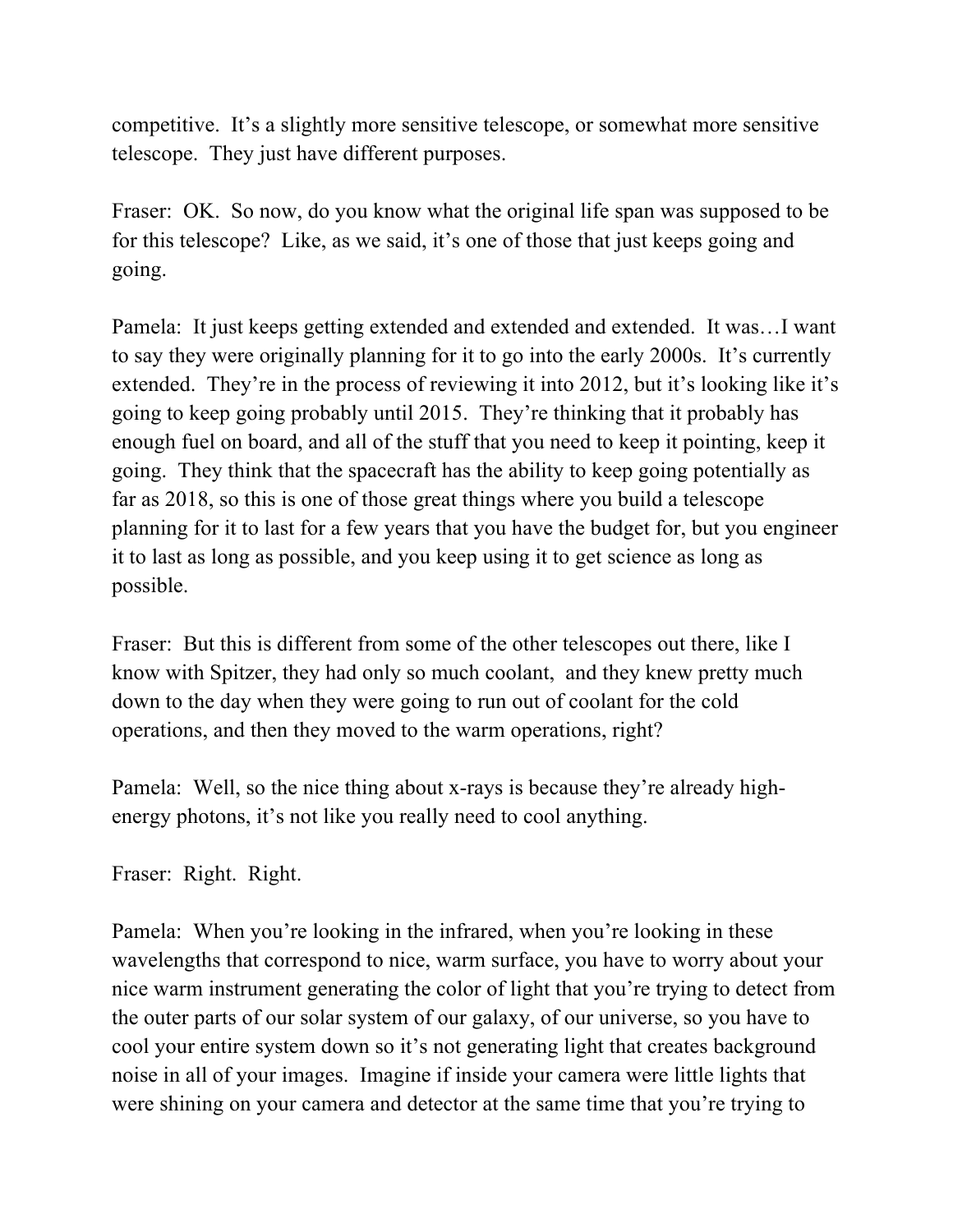competitive. It's a slightly more sensitive telescope, or somewhat more sensitive telescope. They just have different purposes.

Fraser: OK. So now, do you know what the original life span was supposed to be for this telescope? Like, as we said, it's one of those that just keeps going and going.

Pamela: It just keeps getting extended and extended and extended. It was…I want to say they were originally planning for it to go into the early 2000s. It's currently extended. They're in the process of reviewing it into 2012, but it's looking like it's going to keep going probably until 2015. They're thinking that it probably has enough fuel on board, and all of the stuff that you need to keep it pointing, keep it going. They think that the spacecraft has the ability to keep going potentially as far as 2018, so this is one of those great things where you build a telescope planning for it to last for a few years that you have the budget for, but you engineer it to last as long as possible, and you keep using it to get science as long as possible.

Fraser: But this is different from some of the other telescopes out there, like I know with Spitzer, they had only so much coolant, and they knew pretty much down to the day when they were going to run out of coolant for the cold operations, and then they moved to the warm operations, right?

Pamela: Well, so the nice thing about x-rays is because they're already high-energy photons, it's not like you really need to cool anything.

Fraser: Right. Right.

Pamela: When you're looking in the infrared, when you're looking in these wavelengths that correspond to nice, warm surface, you have to worry about your nice warm instrument generating the color of light that you're trying to detect from the outer parts of our solar system of our galaxy, of our universe, so you have to cool your entire system down so it's not generating light that creates background noise in all of your images. Imagine if inside your camera were little lights that were shining on your camera and detector at the same time that you're trying to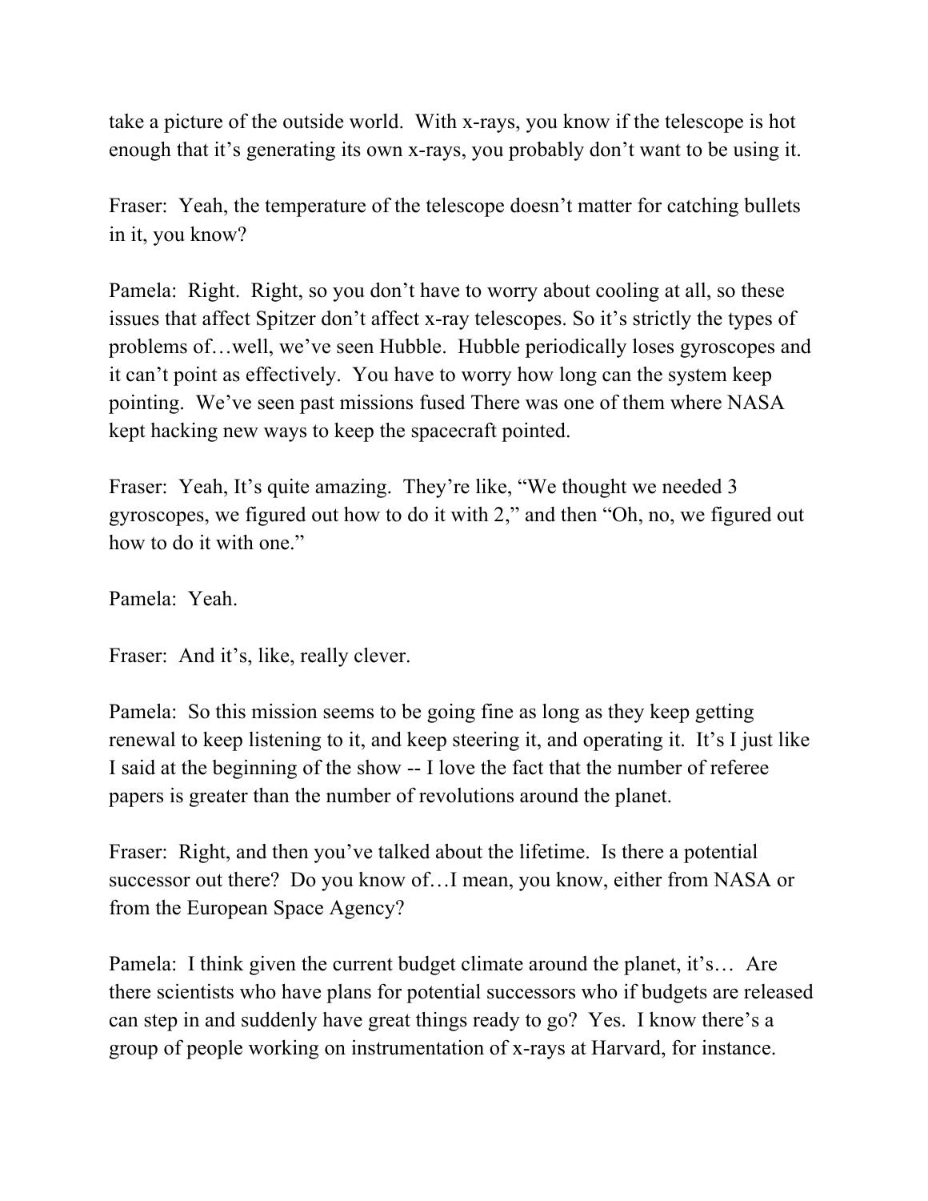take a picture of the outside world. With x-rays, you know if the telescope is hot enough that it's generating its own x-rays, you probably don't want to be using it.

Fraser: Yeah, the temperature of the telescope doesn't matter for catching bullets in it, you know?

Pamela: Right. Right, so you don't have to worry about cooling at all, so these issues that affect Spitzer don't affect x-ray telescopes. So it's strictly the types of problems of…well, we've seen Hubble. Hubble periodically loses gyroscopes and it can't point as effectively. You have to worry how long can the system keep pointing. We've seen past missions fused There was one of them where NASA kept hacking new ways to keep the spacecraft pointed.

Fraser: Yeah, It's quite amazing. They're like, "We thought we needed 3 gyroscopes, we figured out how to do it with 2," and then "Oh, no, we figured out how to do it with one."

Pamela: Yeah.

Fraser: And it's, like, really clever.

Pamela: So this mission seems to be going fine as long as they keep getting renewal to keep listening to it, and keep steering it, and operating it. It's I just like I said at the beginning of the show -- I love the fact that the number of referee papers is greater than the number of revolutions around the planet.

Fraser: Right, and then you've talked about the lifetime. Is there a potential successor out there? Do you know of…I mean, you know, either from NASA or from the European Space Agency?

Pamela: I think given the current budget climate around the planet, it's… Are there scientists who have plans for potential successors who if budgets are released can step in and suddenly have great things ready to go? Yes. I know there's a group of people working on instrumentation of x-rays at Harvard, for instance.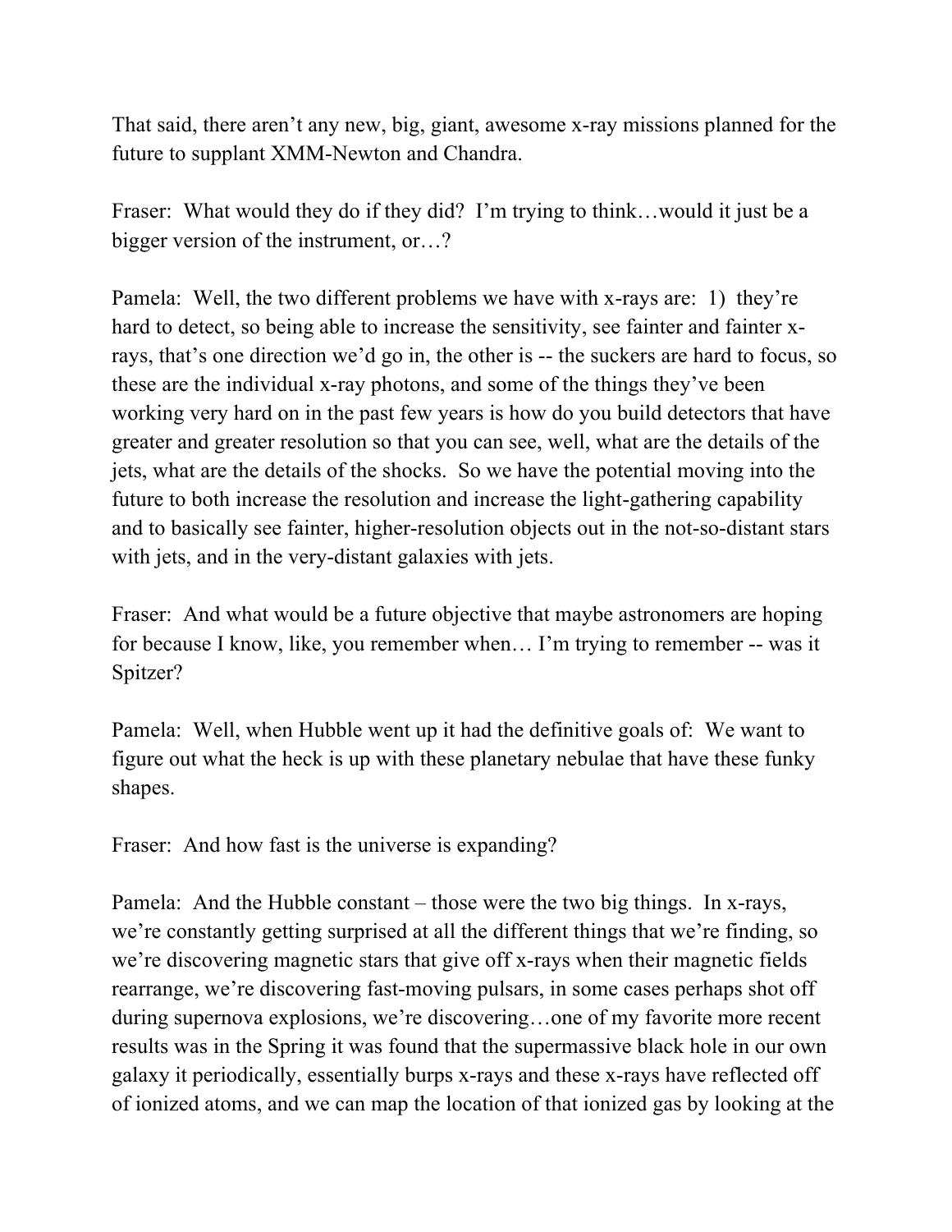That said, there aren't any new, big, giant, awesome x-ray missions planned for the future to supplant XMM-Newton and Chandra.

Fraser: What would they do if they did? I'm trying to think…would it just be a bigger version of the instrument, or…?

Pamela: Well, the two different problems we have with x-rays are: 1) they're hard to detect, so being able to increase the sensitivity, see fainter and fainter x-rays, that's one direction we'd go in, the other is -- the suckers are hard to focus, so these are the individual x-ray photons, and some of the things they've been working very hard on in the past few years is how do you build detectors that have greater and greater resolution so that you can see, well, what are the details of the jets, what are the details of the shocks. So we have the potential moving into the future to both increase the resolution and increase the light-gathering capability and to basically see fainter, higher-resolution objects out in the not-so-distant stars with jets, and in the very-distant galaxies with jets.

Fraser: And what would be a future objective that maybe astronomers are hoping for because I know, like, you remember when… I'm trying to remember -- was it Spitzer?

Pamela: Well, when Hubble went up it had the definitive goals of: We want to figure out what the heck is up with these planetary nebulae that have these funky shapes.

Fraser: And how fast is the universe is expanding?

Pamela: And the Hubble constant – those were the two big things. In x-rays, we're constantly getting surprised at all the different things that we're finding, so we're discovering magnetic stars that give off x-rays when their magnetic fields rearrange, we're discovering fast-moving pulsars, in some cases perhaps shot off during supernova explosions, we're discovering…one of my favorite more recent results was in the Spring it was found that the supermassive black hole in our own galaxy it periodically, essentially burps x-rays and these x-rays have reflected off of ionized atoms, and we can map the location of that ionized gas by looking at the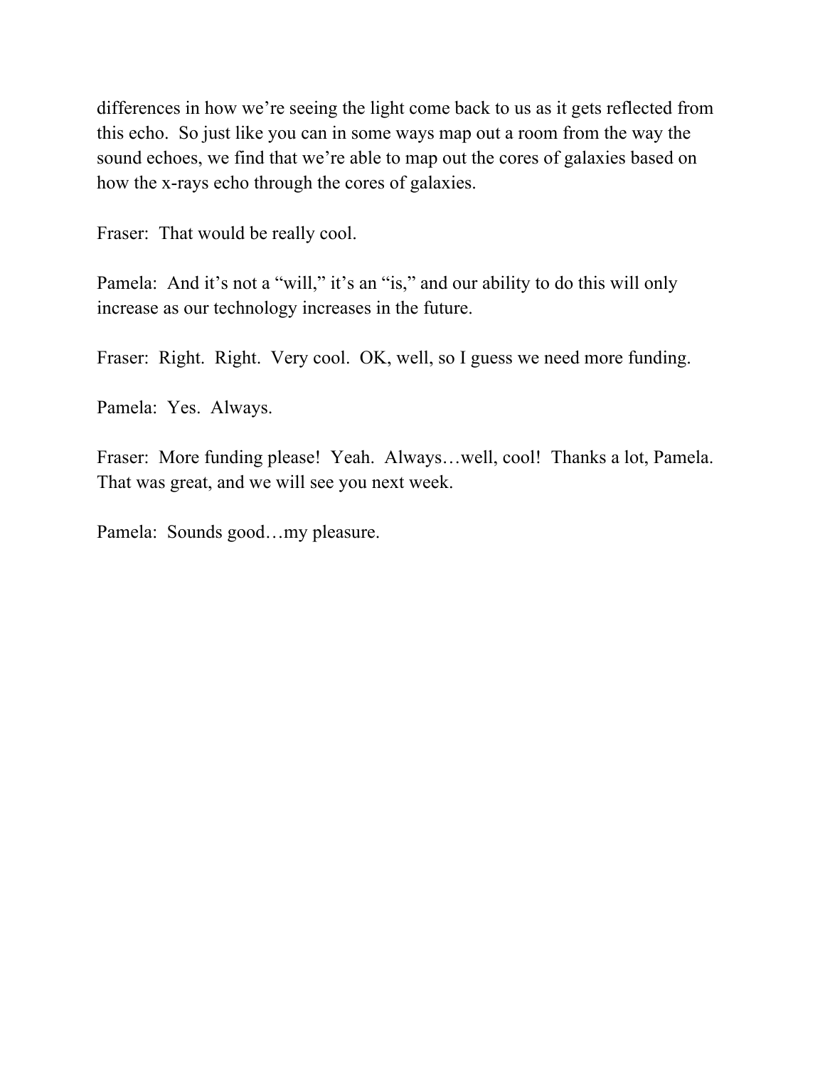differences in how we're seeing the light come back to us as it gets reflected from this echo. So just like you can in some ways map out a room from the way the sound echoes, we find that we're able to map out the cores of galaxies based on how the x-rays echo through the cores of galaxies.

Fraser: That would be really cool.

Pamela: And it's not a "will," it's an "is," and our ability to do this will only increase as our technology increases in the future.

Fraser: Right. Right. Very cool. OK, well, so I guess we need more funding.

Pamela: Yes. Always.

Fraser: More funding please! Yeah. Always…well, cool! Thanks a lot, Pamela. That was great, and we will see you next week.

Pamela: Sounds good…my pleasure.